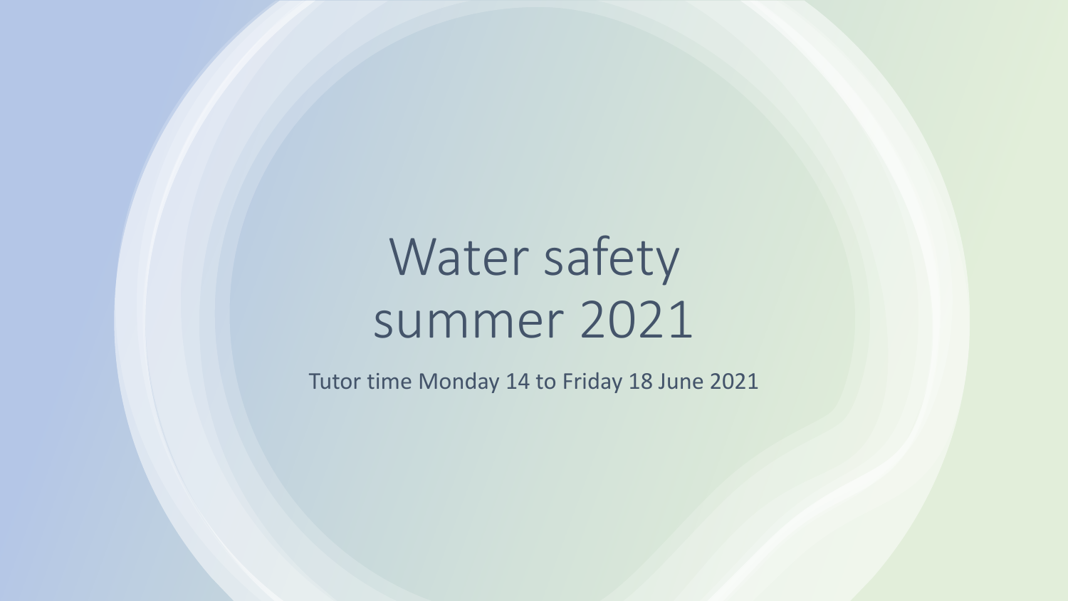# Water safety summer 2021

Tutor time Monday 14 to Friday 18 June 2021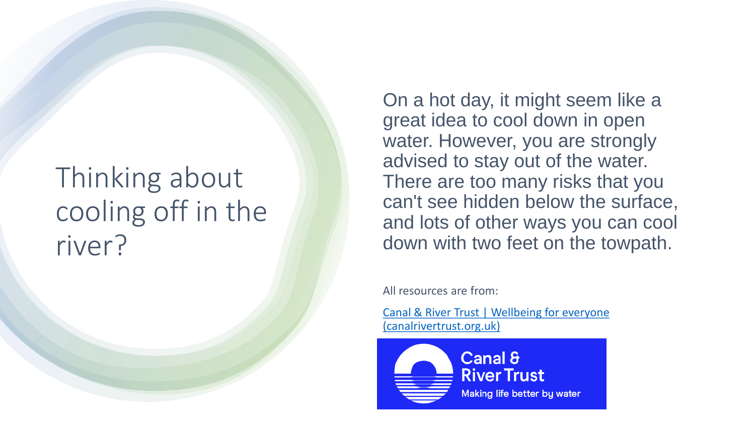# Thinking about cooling off in the river?

On a hot day, it might seem like a great idea to cool down in open water. However, you are strongly advised to stay out of the water. There are too many risks that you can't see hidden below the surface, and lots of other ways you can cool down with two feet on the towpath.

All resources are from:

[Canal & River Trust | Wellbeing for everyone (canalrivertrust.org.uk)](canalrivertrust.org.uk)

Canal & River Trust

Making life better by water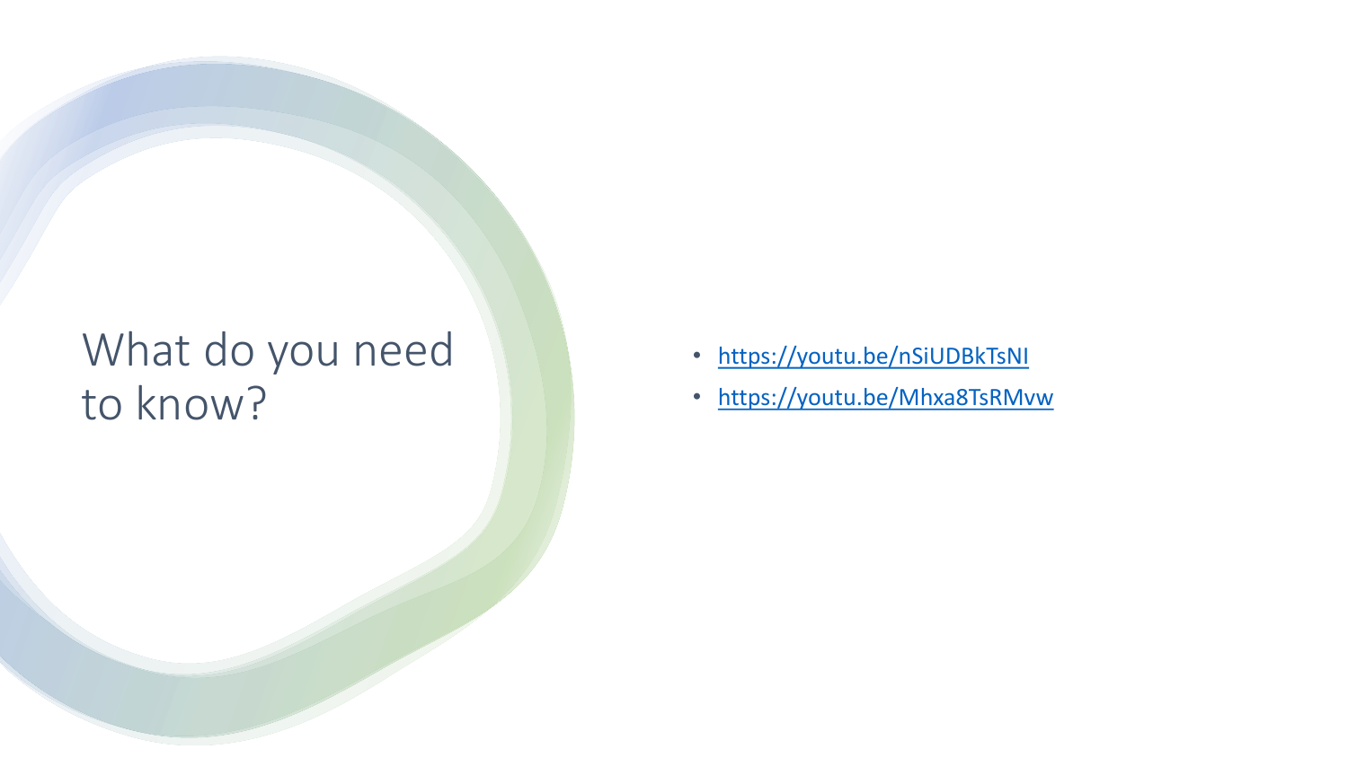# What do you need to know?

- https://youtu.be/nSiUDBkTsNI
- https://youtu.be/Mhxa8TsRMvw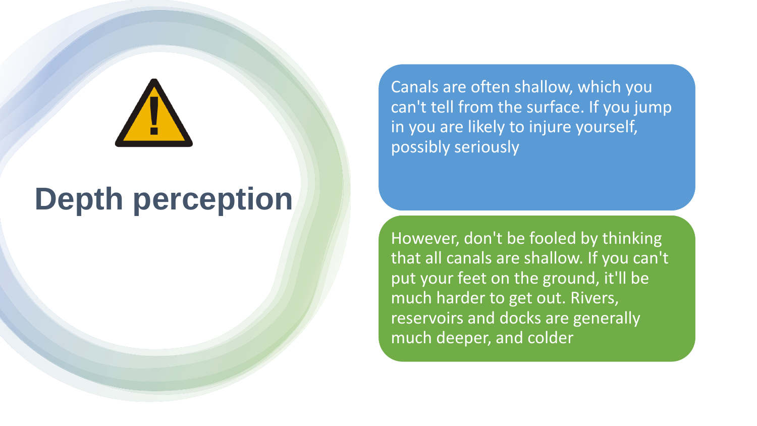# Depth perception

Canals are often shallow, which you can't tell from the surface. If you jump in you are likely to injure yourself, possibly seriously

However, don't be fooled by thinking that all canals are shallow. If you can't put your feet on the ground, it'll be much harder to get out. Rivers, reservoirs and docks are generally much deeper, and colder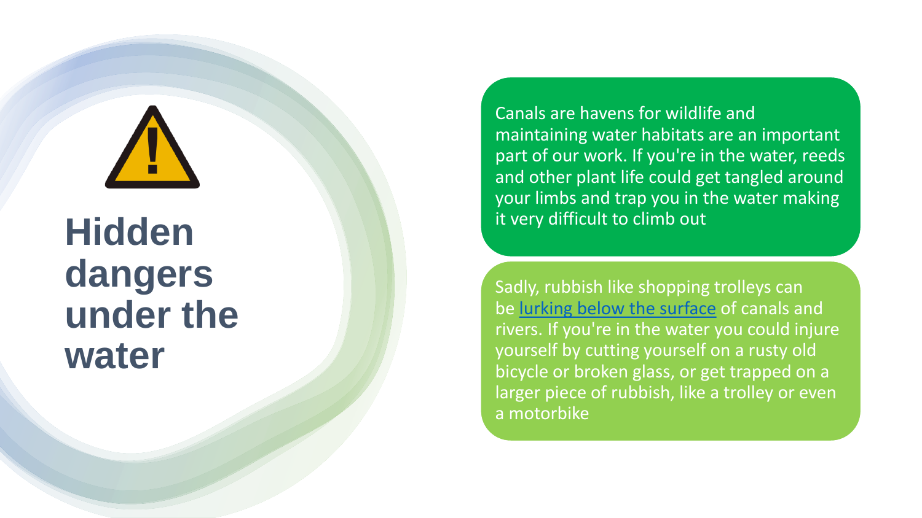# Hidden dangers under the water

Canals are havens for wildlife and maintaining water habitats are an important part of our work. If you're in the water, reeds and other plant life could get tangled around your limbs and trap you in the water making it very difficult to climb out

Sadly, rubbish like shopping trolleys can be lurking below the surface of canals and rivers. If you're in the water you could injure yourself by cutting yourself on a rusty old bicycle or broken glass, or get trapped on a larger piece of rubbish, like a trolley or even a motorbike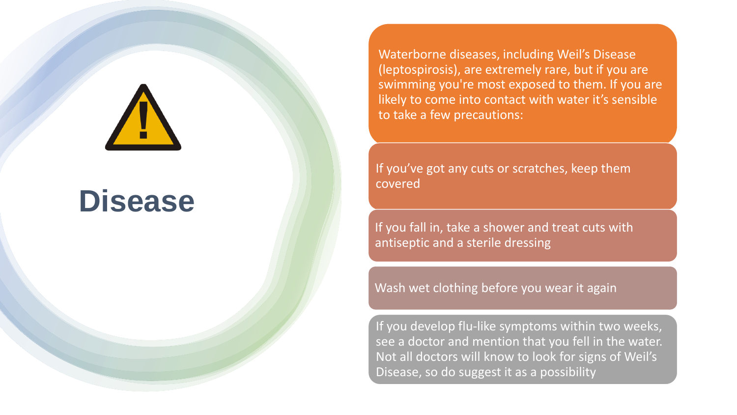# Disease

Waterborne diseases, including Weil's Disease (leptospirosis), are extremely rare, but if you are swimming you're most exposed to them. If you are likely to come into contact with water it's sensible to take a few precautions:

- If you've got any cuts or scratches, keep them covered
- If you fall in, take a shower and treat cuts with antiseptic and a sterile dressing
- Wash wet clothing before you wear it again
- If you develop flu-like symptoms within two weeks, see a doctor and mention that you fell in the water. Not all doctors will know to look for signs of Weil's Disease, so do suggest it as a possibility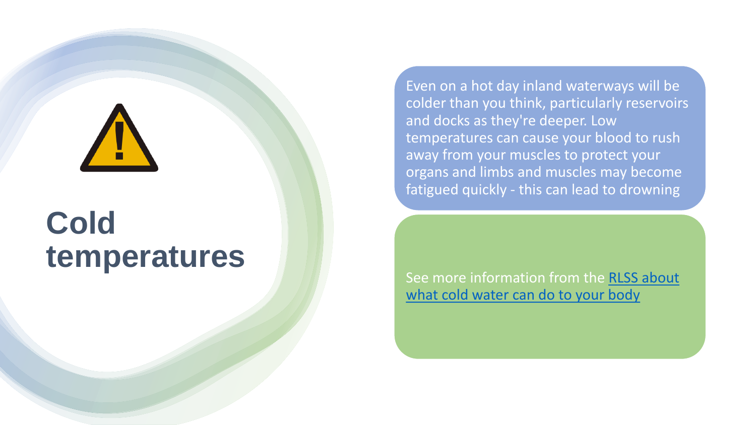# Cold temperatures

Even on a hot day inland waterways will be colder than you think, particularly reservoirs and docks as they're deeper. Low temperatures can cause your blood to rush away from your muscles to protect your organs and limbs and muscles may become fatigued quickly - this can lead to drowning

See more information from the RLSS about what cold water can do to your body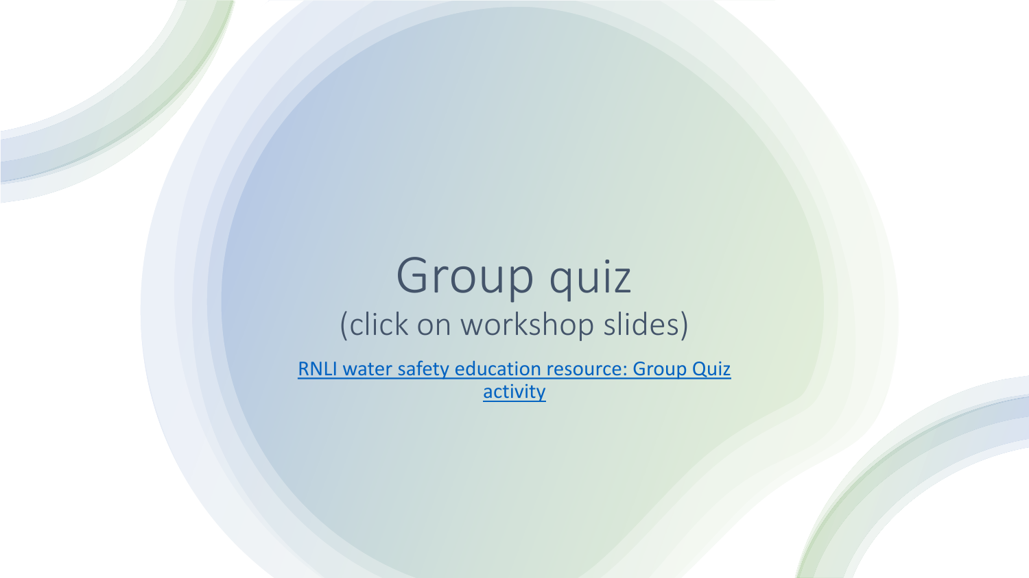# Group quiz

(click on workshop slides)

RNLI water safety education resource: Group Quiz activity